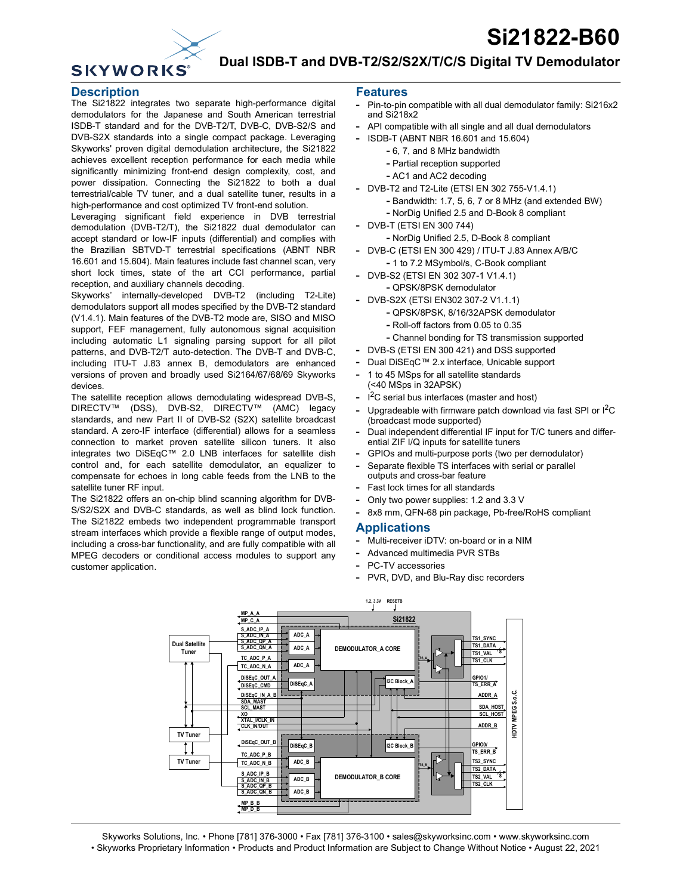# Si21822-B60

## Dual ISDB-T and DVB-T2/S2/S2X/T/C/S Digital TV Demodulator

## Description

The Si21822 integrates two separate high-performance digital demodulators for the Japanese and South American terrestrial ISDB-T standard and for the DVB-T2/T, DVB-C, DVB-S2/S and DVB-S2X standards into a single compact package. Leveraging Skyworks' proven digital demodulation architecture, the Si21822 achieves excellent reception performance for each media while significantly minimizing front-end design complexity, cost, and power dissipation. Connecting the Si21822 to both a dual terrestrial/cable TV tuner, and a dual satellite tuner, results in a high-performance and cost optimized TV front-end solution.

Leveraging significant field experience in DVB terrestrial demodulation (DVB-T2/T), the Si21822 dual demodulator can accept standard or low-IF inputs (differential) and complies with the Brazilian SBTVD-T terrestrial specifications (ABNT NBR 16.601 and 15.604). Main features include fast channel scan, very short lock times, state of the art CCI performance, partial reception, and auxiliary channels decoding.

Skyworks' internally-developed DVB-T2 (including T2-Lite) demodulators support all modes specified by the DVB-T2 standard (V1.4.1). Main features of the DVB-T2 mode are, SISO and MISO support, FEF management, fully autonomous signal acquisition including automatic L1 signaling parsing support for all pilot patterns, and DVB-T2/T auto-detection. The DVB-T and DVB-C, including ITU-T J.83 annex B, demodulators are enhanced versions of proven and broadly used Si2164/67/68/69 Skyworks devices.

The satellite reception allows demodulating widespread DVB-S, DIRECTV™ (DSS), DVB-S2, DIRECTV™ (AMC) legacy standards, and new Part II of DVB-S2 (S2X) satellite broadcast standard. A zero-IF interface (differential) allows for a seamless connection to market proven satellite silicon tuners. It also integrates two DiSEqC™ 2.0 LNB interfaces for satellite dish control and, for each satellite demodulator, an equalizer to compensate for echoes in long cable feeds from the LNB to the satellite tuner RF input.

The Si21822 offers an on-chip blind scanning algorithm for DVB-S/S2/S2X and DVB-C standards, as well as blind lock function. The Si21822 embeds two independent programmable transport stream interfaces which provide a flexible range of output modes, including a cross-bar functionality, and are fully compatible with all MPEG decoders or conditional access modules to support any customer application.

## Features

- Pin-to-pin compatible with all dual demodulator family: Si216x2 and Si218x2
- API compatible with all single and all dual demodulators
- ISDB-T (ABNT NBR 16.601 and 15.604)
  - 6, 7, and 8 MHz bandwidth
  - Partial reception supported
  - AC1 and AC2 decoding
- DVB-T2 and T2-Lite (ETSI EN 302 755-V1.4.1)
  - Bandwidth: 1.7, 5, 6, 7 or 8 MHz (and extended BW)
  - NorDig Unified 2.5 and D-Book 8 compliant
- DVB-T (ETSI EN 300 744)
  - NorDig Unified 2.5, D-Book 8 compliant
- DVB-C (ETSI EN 300 429) / ITU-T J.83 Annex A/B/C
  - 1 to 7.2 MSymbol/s, C-Book compliant
- DVB-S2 (ETSI EN 302 307-1 V1.4.1)
  - QPSK/8PSK demodulator
- DVB-S2X (ETSI EN302 307-2 V1.1.1)
  - QPSK/8PSK, 8/16/32APSK demodulator
  - Roll-off factors from 0.05 to 0.35
  - Channel bonding for TS transmission supported
- DVB-S (ETSI EN 300 421) and DSS supported
- Dual DiSEqC™ 2.x interface, Unicable support
- 1 to 45 MSps for all satellite standards (<40 MSps in 32APSK)
- $I^2C$ serial bus interfaces (master and host)
- Upgradeable with firmware patch download via fast SPI or $I^2C$ (broadcast mode supported)
- Dual independent differential IF input for T/C tuners and differential ZIF I/Q inputs for satellite tuners
- GPIOs and multi-purpose ports (two per demodulator)
- Separate flexible TS interfaces with serial or parallel outputs and cross-bar feature
- Fast lock times for all standards
- Only two power supplies: 1.2 and 3.3 V
- 8x8 mm, QFN-68 pin package, Pb-free/RoHS compliant

## Applications

- Multi-receiver iDTV: on-board or in a NIM
- Advanced multimedia PVR STBs
- PC-TV accessories
- PVR, DVD, and Blu-Ray disc recorders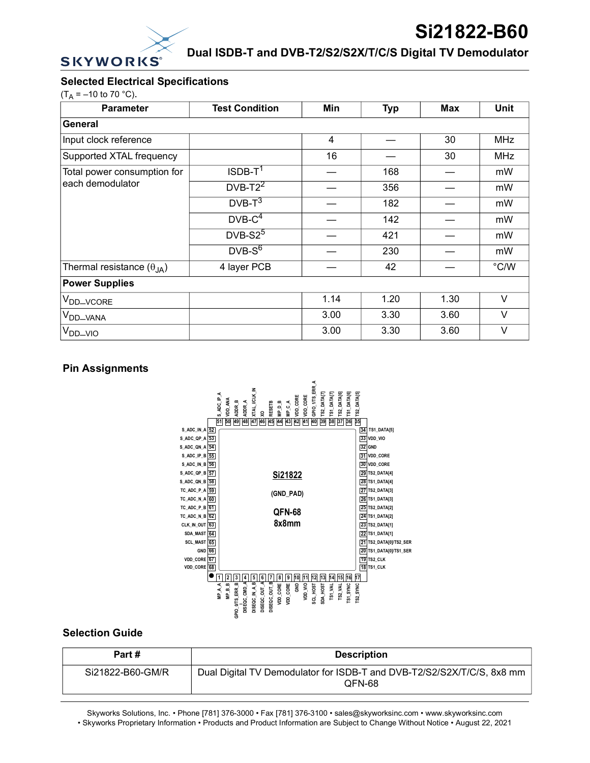## Selected Electrical Specifications

($T_A$ = –10 to 70 °C).

| Parameter | Test Condition | Min | Typ | Max | Unit |
|---|---|---|---|---|---|
| **General** | | | | | |
| Input clock reference | | 4 | — | 30 | MHz |
| Supported XTAL frequency | | 16 | — | 30 | MHz |
| Total power consumption for each demodulator | ISDB-T[1] | — | 168 | — | mW |
| | DVB-T2[2] | — | 356 | — | mW |
| | DVB-T[3] | — | 182 | — | mW |
| | DVB-C[4] | — | 142 | — | mW |
| | DVB-S2[5] | — | 421 | — | mW |
| | DVB-S[6] | — | 230 | — | mW |
| Thermal resistance ($\theta_{JA}$) | 4 layer PCB | — | 42 | — | °C/W |
| **Power Supplies** | | | | | |
| $V_{DD\_VCORE}$ | | 1.14 | 1.20 | 1.30 | V |
| $V_{DD\_VANA}$ | | 3.00 | 3.30 | 3.60 | V |
| $V_{DD\_VIO}$ | | 3.00 | 3.30 | 3.60 | V |

## Pin Assignments

Si21822

(GND_PAD)

QFN-68

8x8mm

1 MP_A_A
2 MP_B_B
3 GPIO_0/TS_ERR_B
4 DISEQC_CMD_A
5 DISEQC_IN_A_B
6 DISEQC_OUT_A
7 DISEQC_OUT_B
8 VDD_CORE
9 VDD_CORE
10 GND
11 VDD_VIO
12 SCL_HOST
13 SDA_HOST
14 TS1_VAL
15 TS2_VAL
16 TS1_SYNC
17 TS2_SYNC
18 TS1_CLK
19 TS2_CLK
20 TS1_DATA[0]/TS1_SER
21 TS2_DATA[0]/TS2_SER
22 TS1_DATA[1]
23 TS2_DATA[1]
24 TS1_DATA[2]
25 TS2_DATA[2]
26 TS1_DATA[3]
27 TS2_DATA[3]
28 TS1_DATA[4]
29 TS2_DATA[4]
30 VDD_CORE
31 VDD_CORE
32 GND
33 VDD_VIO
34 TS1_DATA[5]
35 TS2_DATA[5]
36 TS1_DATA[6]
37 TS2_DATA[6]
38 TS1_DATA[7]
39 TS2_DATA[7]
40 GPIO_1/TS_ERR_A
41 VDD_CORE
42 VDD_CORE
43 MP_C_A
44 MP_D_B
45 RESETB
46 XO
47 XTAL_I/CLK_IN
48 ADDR_A
49 ADDR_B
50 VDD_ANA
51 S_ADC_IP_A
52 S_ADC_IN_A
53 S_ADC_QP_A
54 S_ADC_QN_A
55 S_ADC_IP_B
56 S_ADC_IN_B
57 S_ADC_QP_B
58 S_ADC_QN_B
59 TC_ADC_P_A
60 TC_ADC_N_A
61 TC_ADC_P_B
62 TC_ADC_N_B
63 CLK_IN_OUT
64 SDA_MAST
65 SCL_MAST
66 GND
67 VDD_CORE
68 VDD_CORE

## Selection Guide

| Part # | Description |
|---|---|
| Si21822-B60-GM/R | Dual Digital TV Demodulator for ISDB-T and DVB-T2/S2/S2X/T/C/S, 8x8 mm QFN-68 |